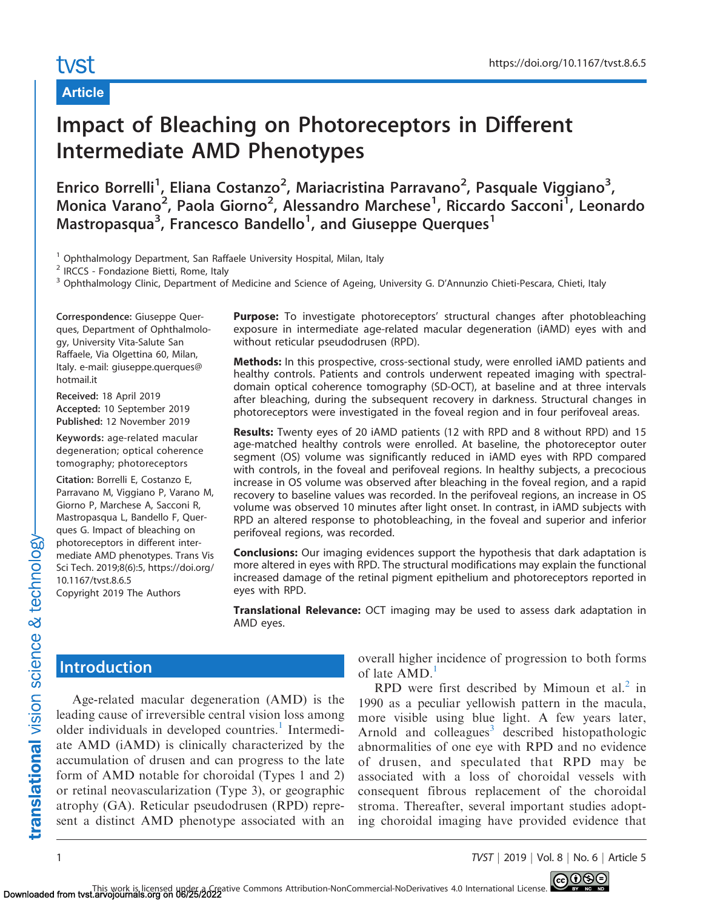Article

# Impact of Bleaching on Photoreceptors in Different Intermediate AMD Phenotypes

Enrico Borrelli[1], Eliana Costanzo[2], Mariacristina Parravano[2], Pasquale Viggiano[3], Monica Varano[2], Paola Giorno[2], Alessandro Marchese[1], Riccardo Sacconi[1], Leonardo Mastropasqua[3], Francesco Bandello[1], and Giuseppe Querques[1]

[1] Ophthalmology Department, San Raffaele University Hospital, Milan, Italy
[2] IRCCS - Fondazione Bietti, Rome, Italy
[3] Ophthalmology Clinic, Department of Medicine and Science of Ageing, University G. D'Annunzio Chieti-Pescara, Chieti, Italy

**Correspondence:** Giuseppe Querques, Department of Ophthalmology, University Vita-Salute San Raffaele, Via Olgettina 60, Milan, Italy. e-mail: giuseppe.querques@hotmail.it

**Received:** 18 April 2019
**Accepted:** 10 September 2019
**Published:** 12 November 2019

**Keywords:** age-related macular degeneration; optical coherence tomography; photoreceptors

**Citation:** Borrelli E, Costanzo E, Parravano M, Viggiano P, Varano M, Giorno P, Marchese A, Sacconi R, Mastropasqua L, Bandello F, Querques G. Impact of bleaching on photoreceptors in different intermediate AMD phenotypes. Trans Vis Sci Tech. 2019;8(6):5, https://doi.org/10.1167/tvst.8.6.5
Copyright 2019 The Authors

**Purpose:** To investigate photoreceptors' structural changes after photobleaching exposure in intermediate age-related macular degeneration (iAMD) eyes with and without reticular pseudodrusen (RPD).

**Methods:** In this prospective, cross-sectional study, were enrolled iAMD patients and healthy controls. Patients and controls underwent repeated imaging with spectral-domain optical coherence tomography (SD-OCT), at baseline and at three intervals after bleaching, during the subsequent recovery in darkness. Structural changes in photoreceptors were investigated in the foveal region and in four perifoveal areas.

**Results:** Twenty eyes of 20 iAMD patients (12 with RPD and 8 without RPD) and 15 age-matched healthy controls were enrolled. At baseline, the photoreceptor outer segment (OS) volume was significantly reduced in iAMD eyes with RPD compared with controls, in the foveal and perifoveal regions. In healthy subjects, a precocious increase in OS volume was observed after bleaching in the foveal region, and a rapid recovery to baseline values was recorded. In the perifoveal regions, an increase in OS volume was observed 10 minutes after light onset. In contrast, in iAMD subjects with RPD an altered response to photobleaching, in the foveal and superior and inferior perifoveal regions, was recorded.

**Conclusions:** Our imaging evidences support the hypothesis that dark adaptation is more altered in eyes with RPD. The structural modifications may explain the functional increased damage of the retinal pigment epithelium and photoreceptors reported in eyes with RPD.

**Translational Relevance:** OCT imaging may be used to assess dark adaptation in AMD eyes.

## Introduction

Age-related macular degeneration (AMD) is the leading cause of irreversible central vision loss among older individuals in developed countries.[1] Intermediate AMD (iAMD) is clinically characterized by the accumulation of drusen and can progress to the late form of AMD notable for choroidal (Types 1 and 2) or retinal neovascularization (Type 3), or geographic atrophy (GA). Reticular pseudodrusen (RPD) represent a distinct AMD phenotype associated with an overall higher incidence of progression to both forms of late AMD.[1]

RPD were first described by Mimoun et al.[2] in 1990 as a peculiar yellowish pattern in the macula, more visible using blue light. A few years later, Arnold and colleagues[3] described histopathologic abnormalities of one eye with RPD and no evidence of drusen, and speculated that RPD may be associated with a loss of choroidal vessels with consequent fibrous replacement of the choroidal stroma. Thereafter, several important studies adopting choroidal imaging have provided evidence that

This work is licensed under a Creative Commons Attribution-NonCommercial-NoDerivatives 4.0 International License.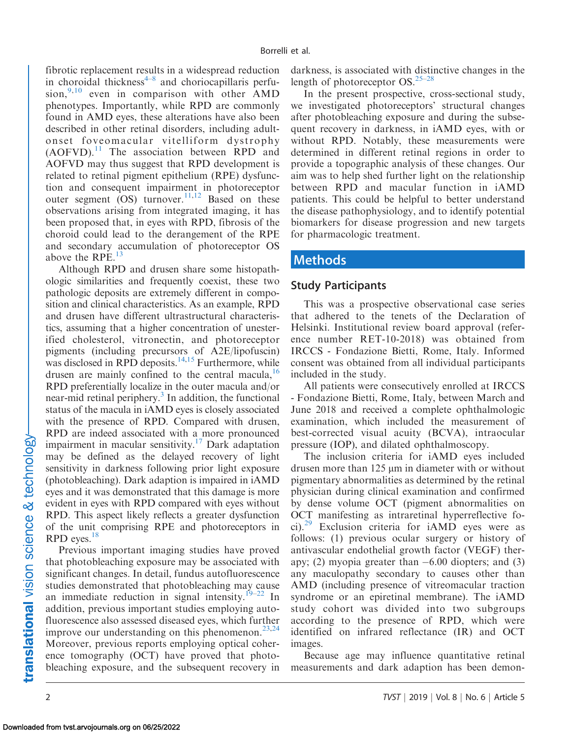fibrotic replacement results in a widespread reduction in choroidal thickness[4–8] and choriocapillaris perfusion,[9,10] even in comparison with other AMD phenotypes. Importantly, while RPD are commonly found in AMD eyes, these alterations have also been described in other retinal disorders, including adult-onset foveomacular vitelliform dystrophy (AOFVD).[11] The association between RPD and AOFVD may thus suggest that RPD development is related to retinal pigment epithelium (RPE) dysfunction and consequent impairment in photoreceptor outer segment (OS) turnover.[11,12] Based on these observations arising from integrated imaging, it has been proposed that, in eyes with RPD, fibrosis of the choroid could lead to the derangement of the RPE and secondary accumulation of photoreceptor OS above the RPE.[13]

Although RPD and drusen share some histopathologic similarities and frequently coexist, these two pathologic deposits are extremely different in composition and clinical characteristics. As an example, RPD and drusen have different ultrastructural characteristics, assuming that a higher concentration of unesterified cholesterol, vitronectin, and photoreceptor pigments (including precursors of A2E/lipofuscin) was disclosed in RPD deposits.[14,15] Furthermore, while drusen are mainly confined to the central macula,[16] RPD preferentially localize in the outer macula and/or near-mid retinal periphery.[3] In addition, the functional status of the macula in iAMD eyes is closely associated with the presence of RPD. Compared with drusen, RPD are indeed associated with a more pronounced impairment in macular sensitivity.[17] Dark adaptation may be defined as the delayed recovery of light sensitivity in darkness following prior light exposure (photobleaching). Dark adaption is impaired in iAMD eyes and it was demonstrated that this damage is more evident in eyes with RPD compared with eyes without RPD. This aspect likely reflects a greater dysfunction of the unit comprising RPE and photoreceptors in RPD eyes.[18]

Previous important imaging studies have proved that photobleaching exposure may be associated with significant changes. In detail, fundus autofluorescence studies demonstrated that photobleaching may cause an immediate reduction in signal intensity.[19–22] In addition, previous important studies employing autofluorescence also assessed diseased eyes, which further improve our understanding on this phenomenon.[23,24] Moreover, previous reports employing optical coherence tomography (OCT) have proved that photobleaching exposure, and the subsequent recovery in darkness, is associated with distinctive changes in the length of photoreceptor OS.[25–28]

In the present prospective, cross-sectional study, we investigated photoreceptors' structural changes after photobleaching exposure and during the subsequent recovery in darkness, in iAMD eyes, with or without RPD. Notably, these measurements were determined in different retinal regions in order to provide a topographic analysis of these changes. Our aim was to help shed further light on the relationship between RPD and macular function in iAMD patients. This could be helpful to better understand the disease pathophysiology, and to identify potential biomarkers for disease progression and new targets for pharmacologic treatment.

## Methods

### Study Participants

This was a prospective observational case series that adhered to the tenets of the Declaration of Helsinki. Institutional review board approval (reference number RET-10-2018) was obtained from IRCCS - Fondazione Bietti, Rome, Italy. Informed consent was obtained from all individual participants included in the study.

All patients were consecutively enrolled at IRCCS - Fondazione Bietti, Rome, Italy, between March and June 2018 and received a complete ophthalmologic examination, which included the measurement of best-corrected visual acuity (BCVA), intraocular pressure (IOP), and dilated ophthalmoscopy.

The inclusion criteria for iAMD eyes included drusen more than 125 μm in diameter with or without pigmentary abnormalities as determined by the retinal physician during clinical examination and confirmed by dense volume OCT (pigment abnormalities on OCT manifesting as intraretinal hyperreflective foci).[29] Exclusion criteria for iAMD eyes were as follows: (1) previous ocular surgery or history of antivascular endothelial growth factor (VEGF) therapy; (2) myopia greater than −6.00 diopters; and (3) any maculopathy secondary to causes other than AMD (including presence of vitreomacular traction syndrome or an epiretinal membrane). The iAMD study cohort was divided into two subgroups according to the presence of RPD, which were identified on infrared reflectance (IR) and OCT images.

Because age may influence quantitative retinal measurements and dark adaption has been demon-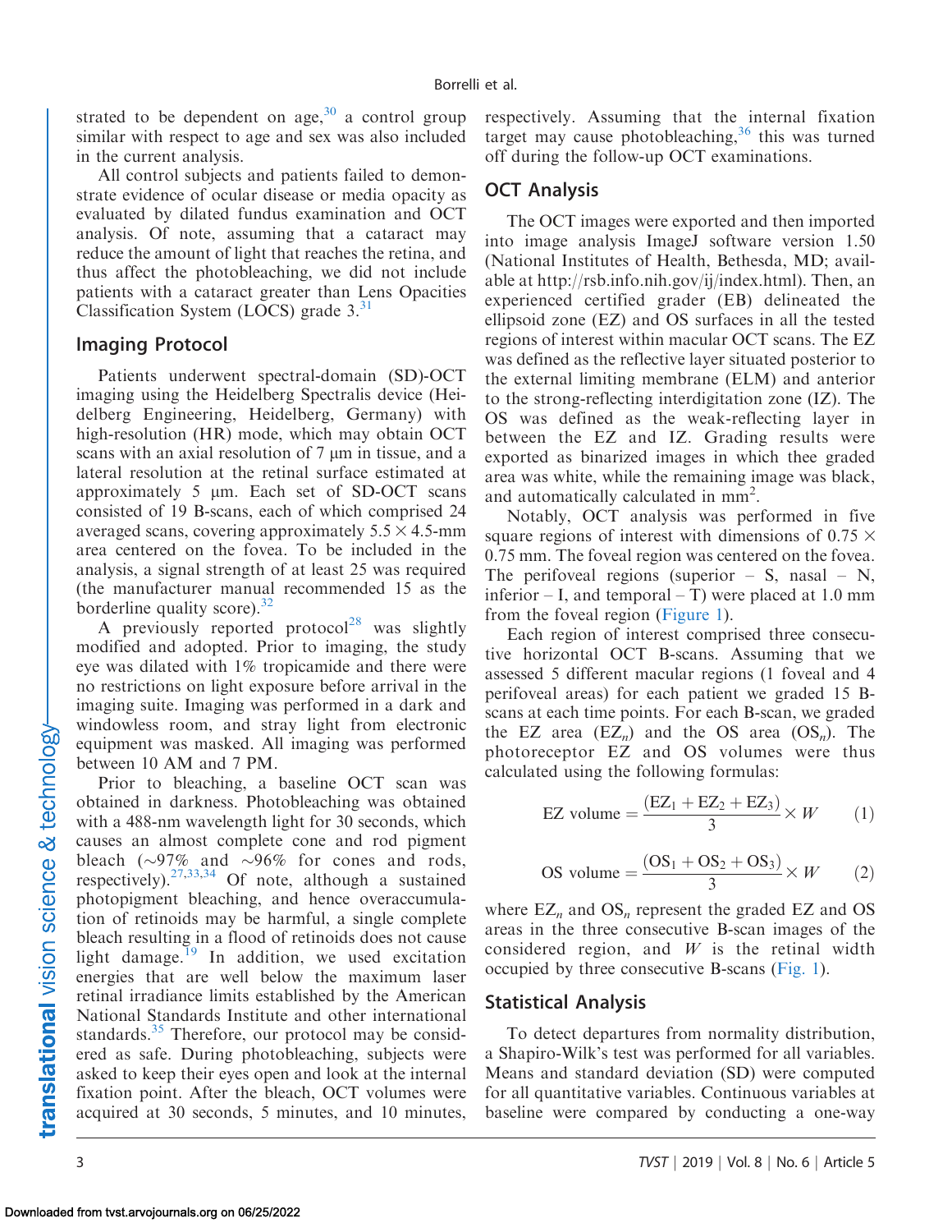strated to be dependent on age,[30] a control group similar with respect to age and sex was also included in the current analysis.

All control subjects and patients failed to demonstrate evidence of ocular disease or media opacity as evaluated by dilated fundus examination and OCT analysis. Of note, assuming that a cataract may reduce the amount of light that reaches the retina, and thus affect the photobleaching, we did not include patients with a cataract greater than Lens Opacities Classification System (LOCS) grade 3.[31]

## Imaging Protocol

Patients underwent spectral-domain (SD)-OCT imaging using the Heidelberg Spectralis device (Heidelberg Engineering, Heidelberg, Germany) with high-resolution (HR) mode, which may obtain OCT scans with an axial resolution of 7 µm in tissue, and a lateral resolution at the retinal surface estimated at approximately 5 µm. Each set of SD-OCT scans consisted of 19 B-scans, each of which comprised 24 averaged scans, covering approximately $5.5 \times 4.5$-mm area centered on the fovea. To be included in the analysis, a signal strength of at least 25 was required (the manufacturer manual recommended 15 as the borderline quality score).[32]

A previously reported protocol[28] was slightly modified and adopted. Prior to imaging, the study eye was dilated with 1% tropicamide and there were no restrictions on light exposure before arrival in the imaging suite. Imaging was performed in a dark and windowless room, and stray light from electronic equipment was masked. All imaging was performed between 10 AM and 7 PM.

Prior to bleaching, a baseline OCT scan was obtained in darkness. Photobleaching was obtained with a 488-nm wavelength light for 30 seconds, which causes an almost complete cone and rod pigment bleach (~97% and ~96% for cones and rods, respectively).[27,33,34] Of note, although a sustained photopigment bleaching, and hence overaccumulation of retinoids may be harmful, a single complete bleach resulting in a flood of retinoids does not cause light damage.[19] In addition, we used excitation energies that are well below the maximum laser retinal irradiance limits established by the American National Standards Institute and other international standards.[35] Therefore, our protocol may be considered as safe. During photobleaching, subjects were asked to keep their eyes open and look at the internal fixation point. After the bleach, OCT volumes were acquired at 30 seconds, 5 minutes, and 10 minutes, respectively. Assuming that the internal fixation target may cause photobleaching,[36] this was turned off during the follow-up OCT examinations.

## OCT Analysis

The OCT images were exported and then imported into image analysis ImageJ software version 1.50 (National Institutes of Health, Bethesda, MD; available at http://rsb.info.nih.gov/ij/index.html). Then, an experienced certified grader (EB) delineated the ellipsoid zone (EZ) and OS surfaces in all the tested regions of interest within macular OCT scans. The EZ was defined as the reflective layer situated posterior to the external limiting membrane (ELM) and anterior to the strong-reflecting interdigitation zone (IZ). The OS was defined as the weak-reflecting layer in between the EZ and IZ. Grading results were exported as binarized images in which thee graded area was white, while the remaining image was black, and automatically calculated in mm$^2$.

Notably, OCT analysis was performed in five square regions of interest with dimensions of $0.75 \times 0.75$ mm. The foveal region was centered on the fovea. The perifoveal regions (superior – S, nasal – N, inferior – I, and temporal – T) were placed at 1.0 mm from the foveal region (Figure 1).

Each region of interest comprised three consecutive horizontal OCT B-scans. Assuming that we assessed 5 different macular regions (1 foveal and 4 perifoveal areas) for each patient we graded 15 B-scans at each time points. For each B-scan, we graded the EZ area ($EZ_n$) and the OS area ($OS_n$). The photoreceptor EZ and OS volumes were thus calculated using the following formulas:

$$\text{EZ volume} = \frac{(EZ_1 + EZ_2 + EZ_3)}{3} \times W \qquad (1)$$

$$\text{OS volume} = \frac{(OS_1 + OS_2 + OS_3)}{3} \times W \qquad (2)$$

where $EZ_n$ and $OS_n$ represent the graded EZ and OS areas in the three consecutive B-scan images of the considered region, and $W$ is the retinal width occupied by three consecutive B-scans (Fig. 1).

## Statistical Analysis

To detect departures from normality distribution, a Shapiro-Wilk's test was performed for all variables. Means and standard deviation (SD) were computed for all quantitative variables. Continuous variables at baseline were compared by conducting a one-way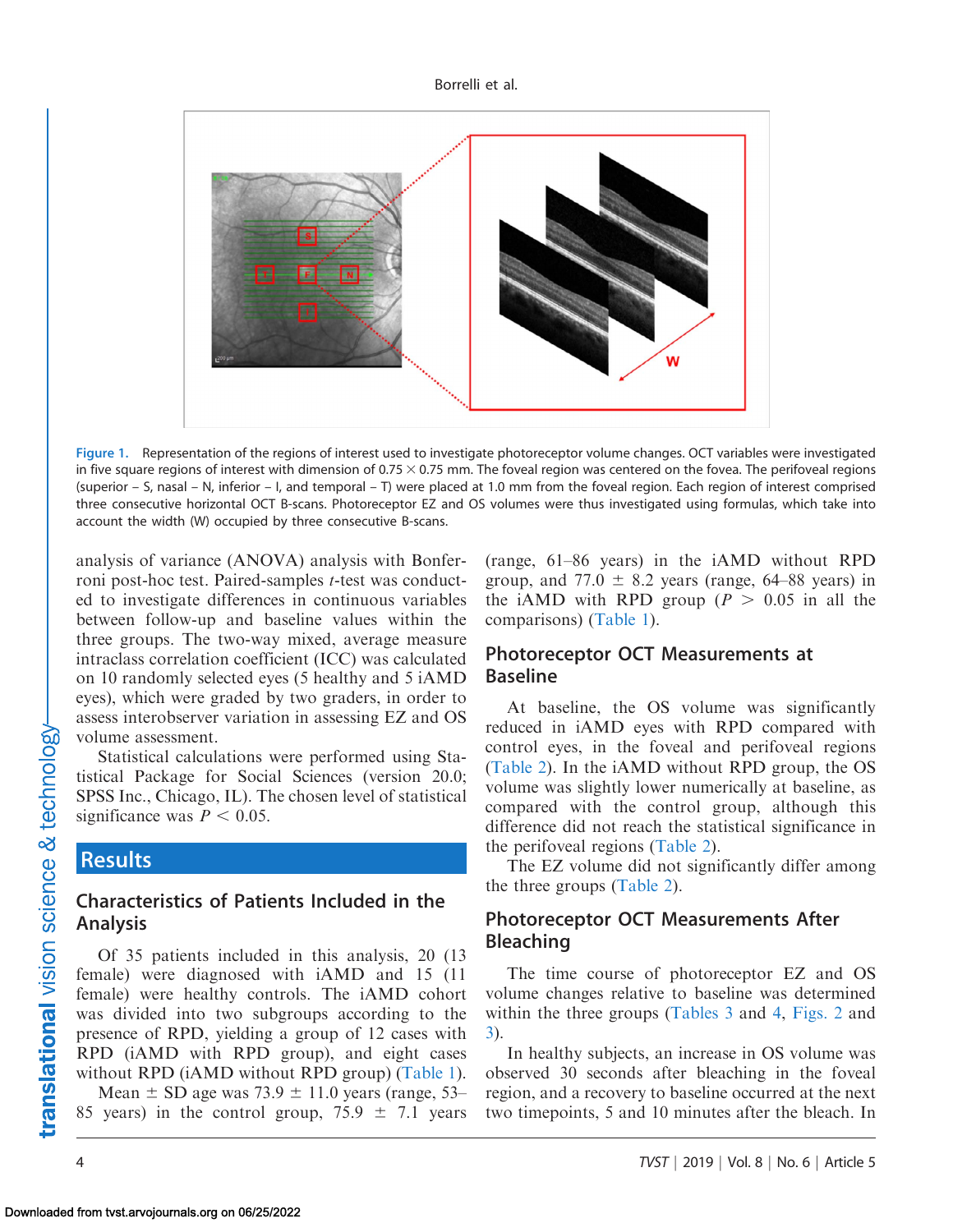Figure 1. Representation of the regions of interest used to investigate photoreceptor volume changes. OCT variables were investigated in five square regions of interest with dimension of 0.75 × 0.75 mm. The foveal region was centered on the fovea. The perifoveal regions (superior – S, nasal – N, inferior – I, and temporal – T) were placed at 1.0 mm from the foveal region. Each region of interest comprised three consecutive horizontal OCT B-scans. Photoreceptor EZ and OS volumes were thus investigated using formulas, which take into account the width (W) occupied by three consecutive B-scans.

analysis of variance (ANOVA) analysis with Bonferroni post-hoc test. Paired-samples *t*-test was conducted to investigate differences in continuous variables between follow-up and baseline values within the three groups. The two-way mixed, average measure intraclass correlation coefficient (ICC) was calculated on 10 randomly selected eyes (5 healthy and 5 iAMD eyes), which were graded by two graders, in order to assess interobserver variation in assessing EZ and OS volume assessment.

Statistical calculations were performed using Statistical Package for Social Sciences (version 20.0; SPSS Inc., Chicago, IL). The chosen level of statistical significance was $P < 0.05$.

## Results

### Characteristics of Patients Included in the Analysis

Of 35 patients included in this analysis, 20 (13 female) were diagnosed with iAMD and 15 (11 female) were healthy controls. The iAMD cohort was divided into two subgroups according to the presence of RPD, yielding a group of 12 cases with RPD (iAMD with RPD group), and eight cases without RPD (iAMD without RPD group) (Table 1).

Mean ± SD age was 73.9 ± 11.0 years (range, 53–85 years) in the control group, 75.9 ± 7.1 years (range, 61–86 years) in the iAMD without RPD group, and 77.0 ± 8.2 years (range, 64–88 years) in the iAMD with RPD group ($P > 0.05$ in all the comparisons) (Table 1).

### Photoreceptor OCT Measurements at Baseline

At baseline, the OS volume was significantly reduced in iAMD eyes with RPD compared with control eyes, in the foveal and perifoveal regions (Table 2). In the iAMD without RPD group, the OS volume was slightly lower numerically at baseline, as compared with the control group, although this difference did not reach the statistical significance in the perifoveal regions (Table 2).

The EZ volume did not significantly differ among the three groups (Table 2).

### Photoreceptor OCT Measurements After Bleaching

The time course of photoreceptor EZ and OS volume changes relative to baseline was determined within the three groups (Tables 3 and 4, Figs. 2 and 3).

In healthy subjects, an increase in OS volume was observed 30 seconds after bleaching in the foveal region, and a recovery to baseline occurred at the next two timepoints, 5 and 10 minutes after the bleach. In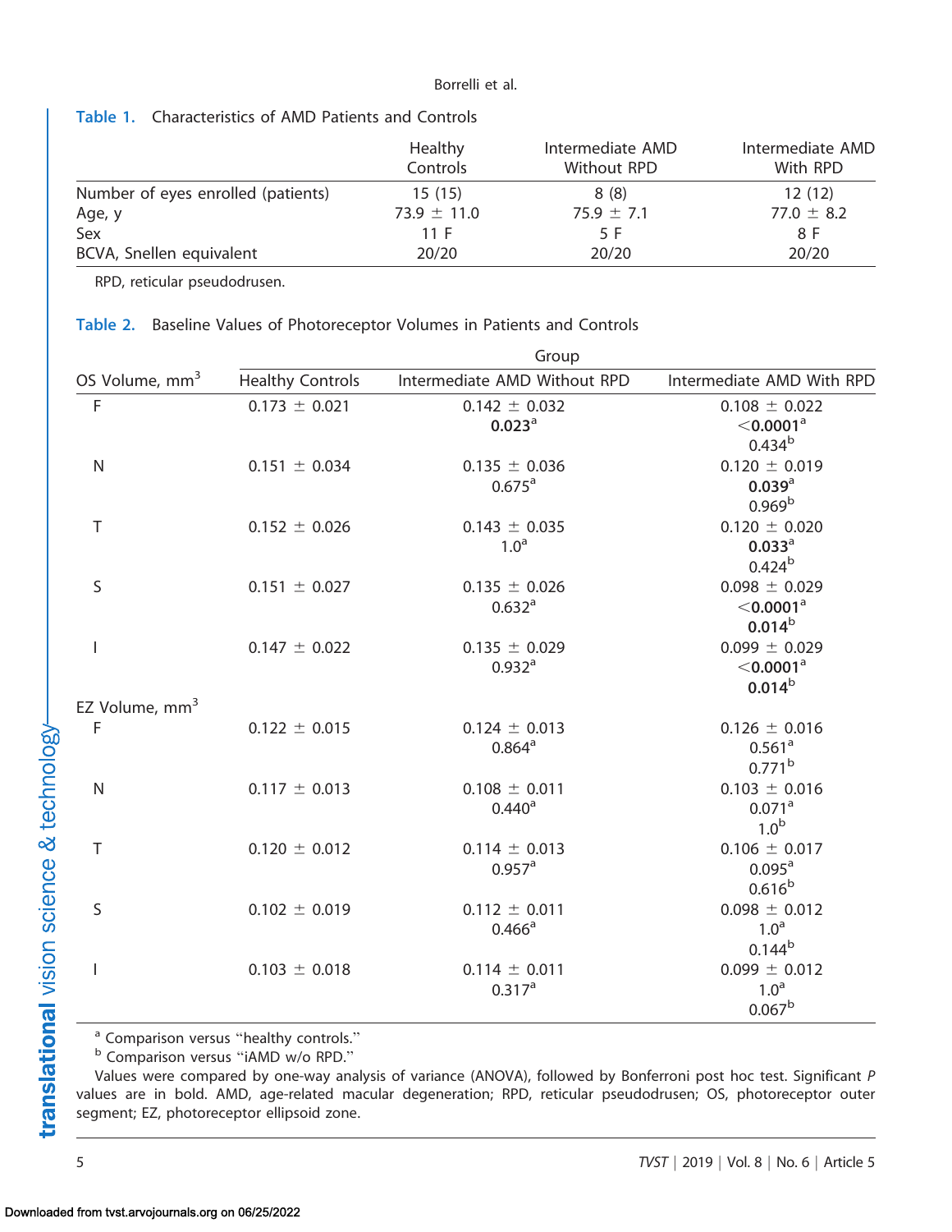**Table 1.** Characteristics of AMD Patients and Controls

| | Healthy Controls | Intermediate AMD Without RPD | Intermediate AMD With RPD |
|---|---|---|---|
| Number of eyes enrolled (patients) | 15 (15) | 8 (8) | 12 (12) |
| Age, y | 73.9 ± 11.0 | 75.9 ± 7.1 | 77.0 ± 8.2 |
| Sex | 11 F | 5 F | 8 F |
| BCVA, Snellen equivalent | 20/20 | 20/20 | 20/20 |

RPD, reticular pseudodrusen.

**Table 2.** Baseline Values of Photoreceptor Volumes in Patients and Controls

| | Group | | |
|---|---|---|---|
| OS Volume, $mm^3$ | Healthy Controls | Intermediate AMD Without RPD | Intermediate AMD With RPD |
| F | 0.173 ± 0.021 | 0.142 ± 0.032<br>**0.023**[a] | 0.108 ± 0.022<br>**<0.0001**[a]<br>0.434[b] |
| N | 0.151 ± 0.034 | 0.135 ± 0.036<br>0.675[a] | 0.120 ± 0.019<br>**0.039**[a]<br>0.969[b] |
| T | 0.152 ± 0.026 | 0.143 ± 0.035<br>1.0[a] | 0.120 ± 0.020<br>**0.033**[a]<br>0.424[b] |
| S | 0.151 ± 0.027 | 0.135 ± 0.026<br>0.632[a] | 0.098 ± 0.029<br>**<0.0001**[a]<br>**0.014**[b] |
| I | 0.147 ± 0.022 | 0.135 ± 0.029<br>0.932[a] | 0.099 ± 0.029<br>**<0.0001**[a]<br>**0.014**[b] |
| EZ Volume, $mm^3$ | | | |
| F | 0.122 ± 0.015 | 0.124 ± 0.013<br>0.864[a] | 0.126 ± 0.016<br>0.561[a]<br>0.771[b] |
| N | 0.117 ± 0.013 | 0.108 ± 0.011<br>0.440[a] | 0.103 ± 0.016<br>0.071[a]<br>1.0[b] |
| T | 0.120 ± 0.012 | 0.114 ± 0.013<br>0.957[a] | 0.106 ± 0.017<br>0.095[a]<br>0.616[b] |
| S | 0.102 ± 0.019 | 0.112 ± 0.011<br>0.466[a] | 0.098 ± 0.012<br>1.0[a]<br>0.144[b] |
| I | 0.103 ± 0.018 | 0.114 ± 0.011<br>0.317[a] | 0.099 ± 0.012<br>1.0[a]<br>0.067[b] |

[a] Comparison versus "healthy controls."
[b] Comparison versus "iAMD w/o RPD."
Values were compared by one-way analysis of variance (ANOVA), followed by Bonferroni post hoc test. Significant *P* values are in bold. AMD, age-related macular degeneration; RPD, reticular pseudodrusen; OS, photoreceptor outer segment; EZ, photoreceptor ellipsoid zone.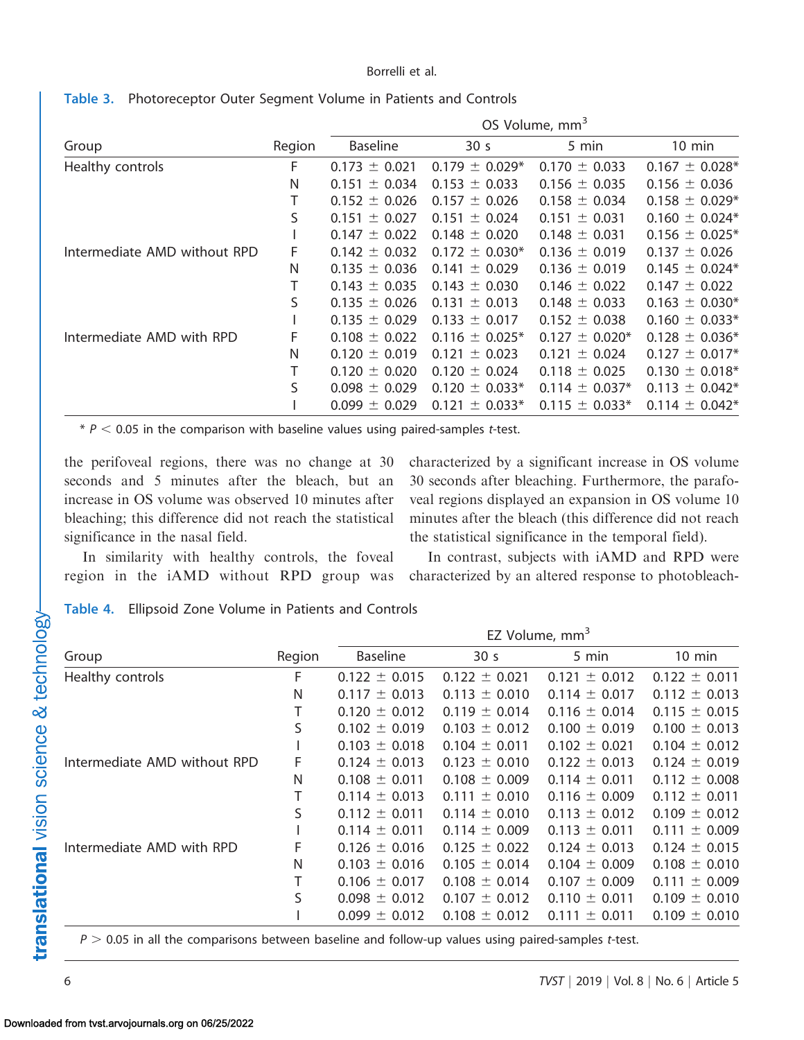**Table 3.** Photoreceptor Outer Segment Volume in Patients and Controls

| Group | Region | OS Volume, mm$^3$ | | | |
|---|---|---|---|---|---|
| | | Baseline | 30 s | 5 min | 10 min |
| Healthy controls | F | 0.173 ± 0.021 | 0.179 ± 0.029* | 0.170 ± 0.033 | 0.167 ± 0.028* |
| | N | 0.151 ± 0.034 | 0.153 ± 0.033 | 0.156 ± 0.035 | 0.156 ± 0.036 |
| | T | 0.152 ± 0.026 | 0.157 ± 0.026 | 0.158 ± 0.034 | 0.158 ± 0.029* |
| | S | 0.151 ± 0.027 | 0.151 ± 0.024 | 0.151 ± 0.031 | 0.160 ± 0.024* |
| | I | 0.147 ± 0.022 | 0.148 ± 0.020 | 0.148 ± 0.031 | 0.156 ± 0.025* |
| Intermediate AMD without RPD | F | 0.142 ± 0.032 | 0.172 ± 0.030* | 0.136 ± 0.019 | 0.137 ± 0.026 |
| | N | 0.135 ± 0.036 | 0.141 ± 0.029 | 0.136 ± 0.019 | 0.145 ± 0.024* |
| | T | 0.143 ± 0.035 | 0.143 ± 0.030 | 0.146 ± 0.022 | 0.147 ± 0.022 |
| | S | 0.135 ± 0.026 | 0.131 ± 0.013 | 0.148 ± 0.033 | 0.163 ± 0.030* |
| | I | 0.135 ± 0.029 | 0.133 ± 0.017 | 0.152 ± 0.038 | 0.160 ± 0.033* |
| Intermediate AMD with RPD | F | 0.108 ± 0.022 | 0.116 ± 0.025* | 0.127 ± 0.020* | 0.128 ± 0.036* |
| | N | 0.120 ± 0.019 | 0.121 ± 0.023 | 0.121 ± 0.024 | 0.127 ± 0.017* |
| | T | 0.120 ± 0.020 | 0.120 ± 0.024 | 0.118 ± 0.025 | 0.130 ± 0.018* |
| | S | 0.098 ± 0.029 | 0.120 ± 0.033* | 0.114 ± 0.037* | 0.113 ± 0.042* |
| | I | 0.099 ± 0.029 | 0.121 ± 0.033* | 0.115 ± 0.033* | 0.114 ± 0.042* |

* $P < 0.05$ in the comparison with baseline values using paired-samples *t*-test.

the perifoveal regions, there was no change at 30 seconds and 5 minutes after the bleach, but an increase in OS volume was observed 10 minutes after bleaching; this difference did not reach the statistical significance in the nasal field.

In similarity with healthy controls, the foveal region in the iAMD without RPD group was characterized by a significant increase in OS volume 30 seconds after bleaching. Furthermore, the parafoveal regions displayed an expansion in OS volume 10 minutes after the bleach (this difference did not reach the statistical significance in the temporal field).

In contrast, subjects with iAMD and RPD were characterized by an altered response to photobleach-

**Table 4.** Ellipsoid Zone Volume in Patients and Controls

| Group | Region | EZ Volume, mm$^3$ | | | |
|---|---|---|---|---|---|
| | | Baseline | 30 s | 5 min | 10 min |
| Healthy controls | F | 0.122 ± 0.015 | 0.122 ± 0.021 | 0.121 ± 0.012 | 0.122 ± 0.011 |
| | N | 0.117 ± 0.013 | 0.113 ± 0.010 | 0.114 ± 0.017 | 0.112 ± 0.013 |
| | T | 0.120 ± 0.012 | 0.119 ± 0.014 | 0.116 ± 0.014 | 0.115 ± 0.015 |
| | S | 0.102 ± 0.019 | 0.103 ± 0.012 | 0.100 ± 0.019 | 0.100 ± 0.013 |
| | I | 0.103 ± 0.018 | 0.104 ± 0.011 | 0.102 ± 0.021 | 0.104 ± 0.012 |
| Intermediate AMD without RPD | F | 0.124 ± 0.013 | 0.123 ± 0.010 | 0.122 ± 0.013 | 0.124 ± 0.019 |
| | N | 0.108 ± 0.011 | 0.108 ± 0.009 | 0.114 ± 0.011 | 0.112 ± 0.008 |
| | T | 0.114 ± 0.013 | 0.111 ± 0.010 | 0.116 ± 0.009 | 0.112 ± 0.011 |
| | S | 0.112 ± 0.011 | 0.114 ± 0.010 | 0.113 ± 0.012 | 0.109 ± 0.012 |
| | I | 0.114 ± 0.011 | 0.114 ± 0.009 | 0.113 ± 0.011 | 0.111 ± 0.009 |
| Intermediate AMD with RPD | F | 0.126 ± 0.016 | 0.125 ± 0.022 | 0.124 ± 0.013 | 0.124 ± 0.015 |
| | N | 0.103 ± 0.016 | 0.105 ± 0.014 | 0.104 ± 0.009 | 0.108 ± 0.010 |
| | T | 0.106 ± 0.017 | 0.108 ± 0.014 | 0.107 ± 0.009 | 0.111 ± 0.009 |
| | S | 0.098 ± 0.012 | 0.107 ± 0.012 | 0.110 ± 0.011 | 0.109 ± 0.010 |
| | I | 0.099 ± 0.012 | 0.108 ± 0.012 | 0.111 ± 0.011 | 0.109 ± 0.010 |

$P > 0.05$ in all the comparisons between baseline and follow-up values using paired-samples *t*-test.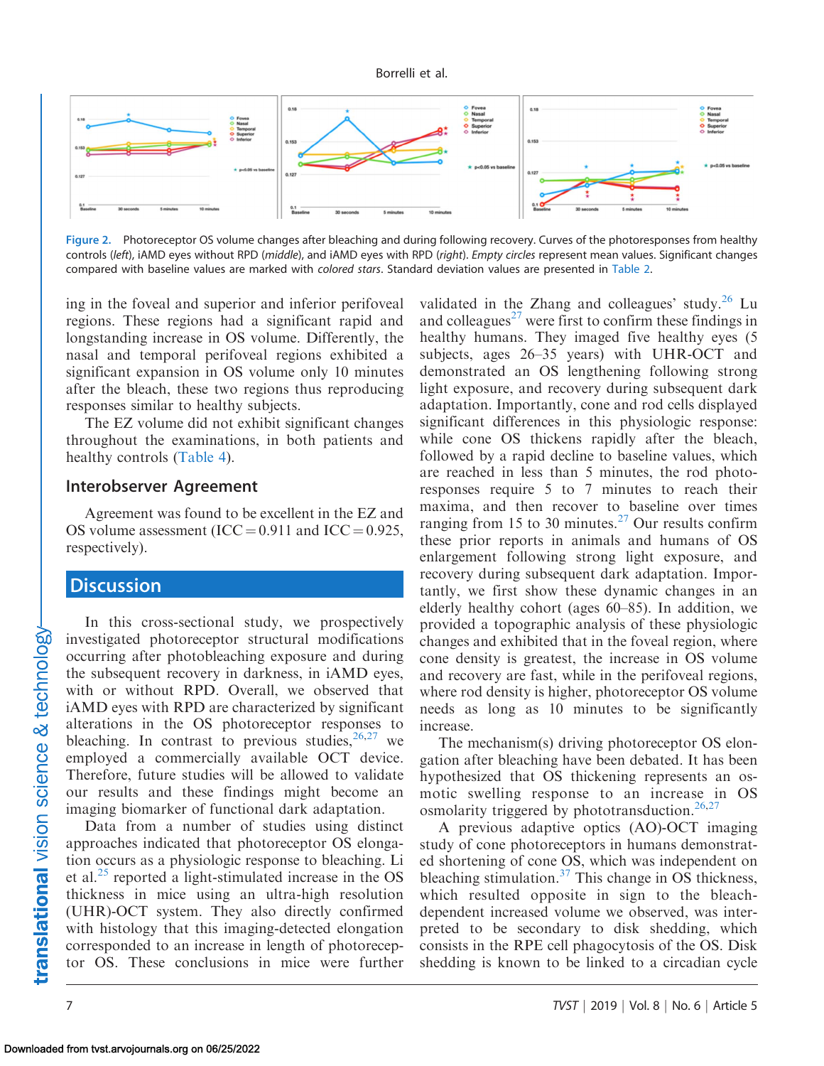Figure 2. Photoreceptor OS volume changes after bleaching and during following recovery. Curves of the photoresponses from healthy controls (*left*), iAMD eyes without RPD (*middle*), and iAMD eyes with RPD (*right*). *Empty circles* represent mean values. Significant changes compared with baseline values are marked with *colored stars*. Standard deviation values are presented in Table 2.

ing in the foveal and superior and inferior perifoveal regions. These regions had a significant rapid and longstanding increase in OS volume. Differently, the nasal and temporal perifoveal regions exhibited a significant expansion in OS volume only 10 minutes after the bleach, these two regions thus reproducing responses similar to healthy subjects.

The EZ volume did not exhibit significant changes throughout the examinations, in both patients and healthy controls (Table 4).

### Interobserver Agreement

Agreement was found to be excellent in the EZ and OS volume assessment (ICC = 0.911 and ICC = 0.925, respectively).

## Discussion

In this cross-sectional study, we prospectively investigated photoreceptor structural modifications occurring after photobleaching exposure and during the subsequent recovery in darkness, in iAMD eyes, with or without RPD. Overall, we observed that iAMD eyes with RPD are characterized by significant alterations in the OS photoreceptor responses to bleaching. In contrast to previous studies,[26,27] we employed a commercially available OCT device. Therefore, future studies will be allowed to validate our results and these findings might become an imaging biomarker of functional dark adaptation.

Data from a number of studies using distinct approaches indicated that photoreceptor OS elongation occurs as a physiologic response to bleaching. Li et al.[25] reported a light-stimulated increase in the OS thickness in mice using an ultra-high resolution (UHR)-OCT system. They also directly confirmed with histology that this imaging-detected elongation corresponded to an increase in length of photoreceptor OS. These conclusions in mice were further validated in the Zhang and colleagues' study.[26] Lu and colleagues[27] were first to confirm these findings in healthy humans. They imaged five healthy eyes (5 subjects, ages 26–35 years) with UHR-OCT and demonstrated an OS lengthening following strong light exposure, and recovery during subsequent dark adaptation. Importantly, cone and rod cells displayed significant differences in this physiologic response: while cone OS thickens rapidly after the bleach, followed by a rapid decline to baseline values, which are reached in less than 5 minutes, the rod photoresponses require 5 to 7 minutes to reach their maxima, and then recover to baseline over times ranging from 15 to 30 minutes.[27] Our results confirm these prior reports in animals and humans of OS enlargement following strong light exposure, and recovery during subsequent dark adaptation. Importantly, we first show these dynamic changes in an elderly healthy cohort (ages 60–85). In addition, we provided a topographic analysis of these physiologic changes and exhibited that in the foveal region, where cone density is greatest, the increase in OS volume and recovery are fast, while in the perifoveal regions, where rod density is higher, photoreceptor OS volume needs as long as 10 minutes to be significantly increase.

The mechanism(s) driving photoreceptor OS elongation after bleaching have been debated. It has been hypothesized that OS thickening represents an osmotic swelling response to an increase in OS osmolarity triggered by phototransduction.[26,27]

A previous adaptive optics (AO)-OCT imaging study of cone photoreceptors in humans demonstrated shortening of cone OS, which was independent on bleaching stimulation.[37] This change in OS thickness, which resulted opposite in sign to the bleach-dependent increased volume we observed, was interpreted to be secondary to disk shedding, which consists in the RPE cell phagocytosis of the OS. Disk shedding is known to be linked to a circadian cycle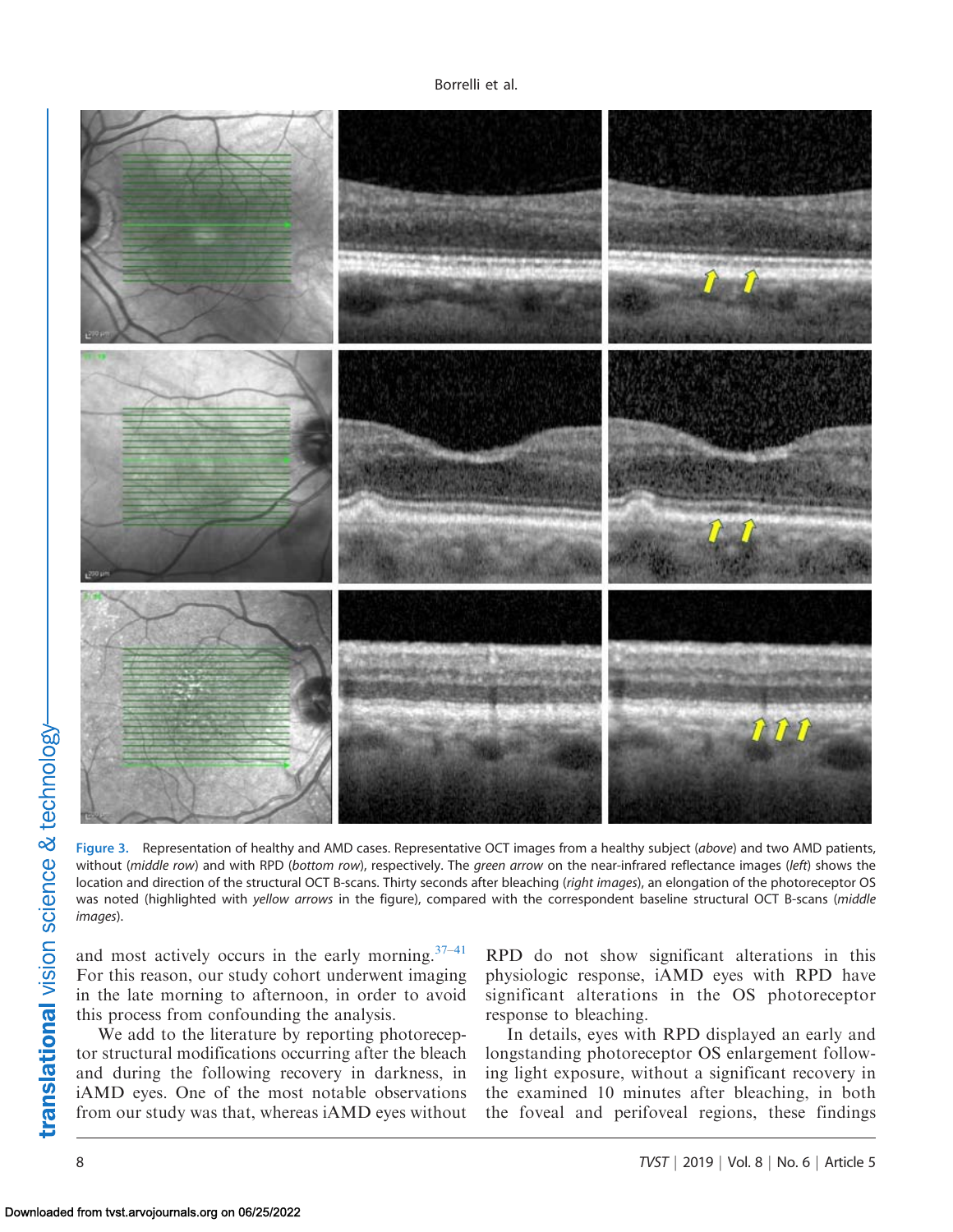Figure 3. Representation of healthy and AMD cases. Representative OCT images from a healthy subject (*above*) and two AMD patients, without (*middle row*) and with RPD (*bottom row*), respectively. The *green arrow* on the near-infrared reflectance images (*left*) shows the location and direction of the structural OCT B-scans. Thirty seconds after bleaching (*right images*), an elongation of the photoreceptor OS was noted (highlighted with *yellow arrows* in the figure), compared with the correspondent baseline structural OCT B-scans (*middle images*).

and most actively occurs in the early morning.[37–41] For this reason, our study cohort underwent imaging in the late morning to afternoon, in order to avoid this process from confounding the analysis.

We add to the literature by reporting photoreceptor structural modifications occurring after the bleach and during the following recovery in darkness, in iAMD eyes. One of the most notable observations from our study was that, whereas iAMD eyes without RPD do not show significant alterations in this physiologic response, iAMD eyes with RPD have significant alterations in the OS photoreceptor response to bleaching.

In details, eyes with RPD displayed an early and longstanding photoreceptor OS enlargement following light exposure, without a significant recovery in the examined 10 minutes after bleaching, in both the foveal and perifoveal regions, these findings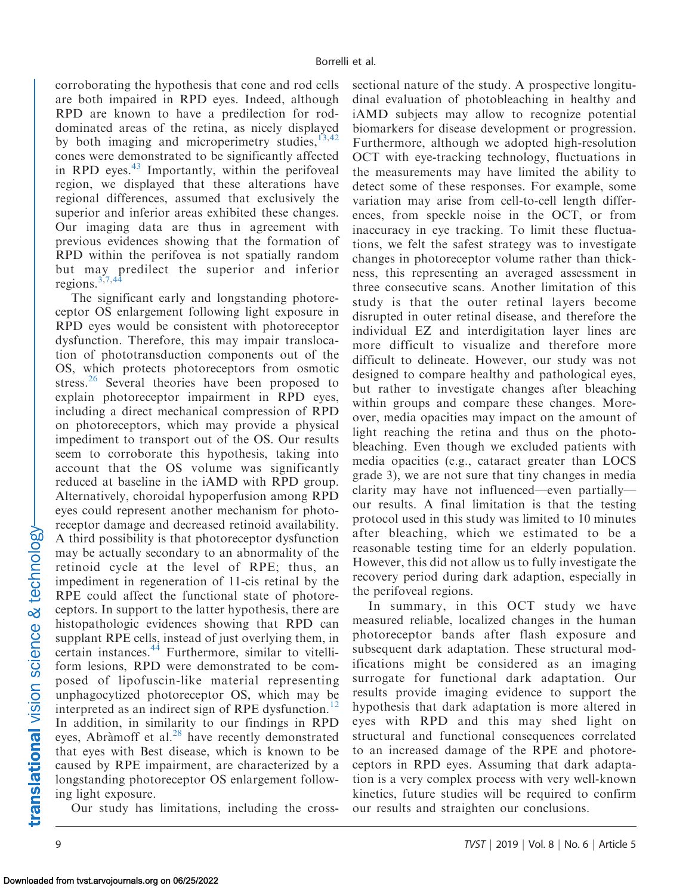corroborating the hypothesis that cone and rod cells are both impaired in RPD eyes. Indeed, although RPD are known to have a predilection for rod-dominated areas of the retina, as nicely displayed by both imaging and microperimetry studies,[13,42] cones were demonstrated to be significantly affected in RPD eyes.[43] Importantly, within the perifoveal region, we displayed that these alterations have regional differences, assumed that exclusively the superior and inferior areas exhibited these changes. Our imaging data are thus in agreement with previous evidences showing that the formation of RPD within the perifovea is not spatially random but may predilect the superior and inferior regions.[3,7,44]

The significant early and longstanding photoreceptor OS enlargement following light exposure in RPD eyes would be consistent with photoreceptor dysfunction. Therefore, this may impair translocation of phototransduction components out of the OS, which protects photoreceptors from osmotic stress.[26] Several theories have been proposed to explain photoreceptor impairment in RPD eyes, including a direct mechanical compression of RPD on photoreceptors, which may provide a physical impediment to transport out of the OS. Our results seem to corroborate this hypothesis, taking into account that the OS volume was significantly reduced at baseline in the iAMD with RPD group. Alternatively, choroidal hypoperfusion among RPD eyes could represent another mechanism for photoreceptor damage and decreased retinoid availability. A third possibility is that photoreceptor dysfunction may be actually secondary to an abnormality of the retinoid cycle at the level of RPE; thus, an impediment in regeneration of 11-cis retinal by the RPE could affect the functional state of photoreceptors. In support to the latter hypothesis, there are histopathologic evidences showing that RPD can supplant RPE cells, instead of just overlying them, in certain instances.[44] Furthermore, similar to vitelliform lesions, RPD were demonstrated to be composed of lipofuscin-like material representing unphagocytized photoreceptor OS, which may be interpreted as an indirect sign of RPE dysfunction.[12] In addition, in similarity to our findings in RPD eyes, Abràmoff et al.[28] have recently demonstrated that eyes with Best disease, which is known to be caused by RPE impairment, are characterized by a longstanding photoreceptor OS enlargement following light exposure.

Our study has limitations, including the cross-sectional nature of the study. A prospective longitudinal evaluation of photobleaching in healthy and iAMD subjects may allow to recognize potential biomarkers for disease development or progression. Furthermore, although we adopted high-resolution OCT with eye-tracking technology, fluctuations in the measurements may have limited the ability to detect some of these responses. For example, some variation may arise from cell-to-cell length differences, from speckle noise in the OCT, or from inaccuracy in eye tracking. To limit these fluctuations, we felt the safest strategy was to investigate changes in photoreceptor volume rather than thickness, this representing an averaged assessment in three consecutive scans. Another limitation of this study is that the outer retinal layers become disrupted in outer retinal disease, and therefore the individual EZ and interdigitation layer lines are more difficult to visualize and therefore more difficult to delineate. However, our study was not designed to compare healthy and pathological eyes, but rather to investigate changes after bleaching within groups and compare these changes. Moreover, media opacities may impact on the amount of light reaching the retina and thus on the photobleaching. Even though we excluded patients with media opacities (e.g., cataract greater than LOCS grade 3), we are not sure that tiny changes in media clarity may have not influenced—even partially—our results. A final limitation is that the testing protocol used in this study was limited to 10 minutes after bleaching, which we estimated to be a reasonable testing time for an elderly population. However, this did not allow us to fully investigate the recovery period during dark adaption, especially in the perifoveal regions.

In summary, in this OCT study we have measured reliable, localized changes in the human photoreceptor bands after flash exposure and subsequent dark adaptation. These structural modifications might be considered as an imaging surrogate for functional dark adaptation. Our results provide imaging evidence to support the hypothesis that dark adaptation is more altered in eyes with RPD and this may shed light on structural and functional consequences correlated to an increased damage of the RPE and photoreceptors in RPD eyes. Assuming that dark adaptation is a very complex process with very well-known kinetics, future studies will be required to confirm our results and straighten our conclusions.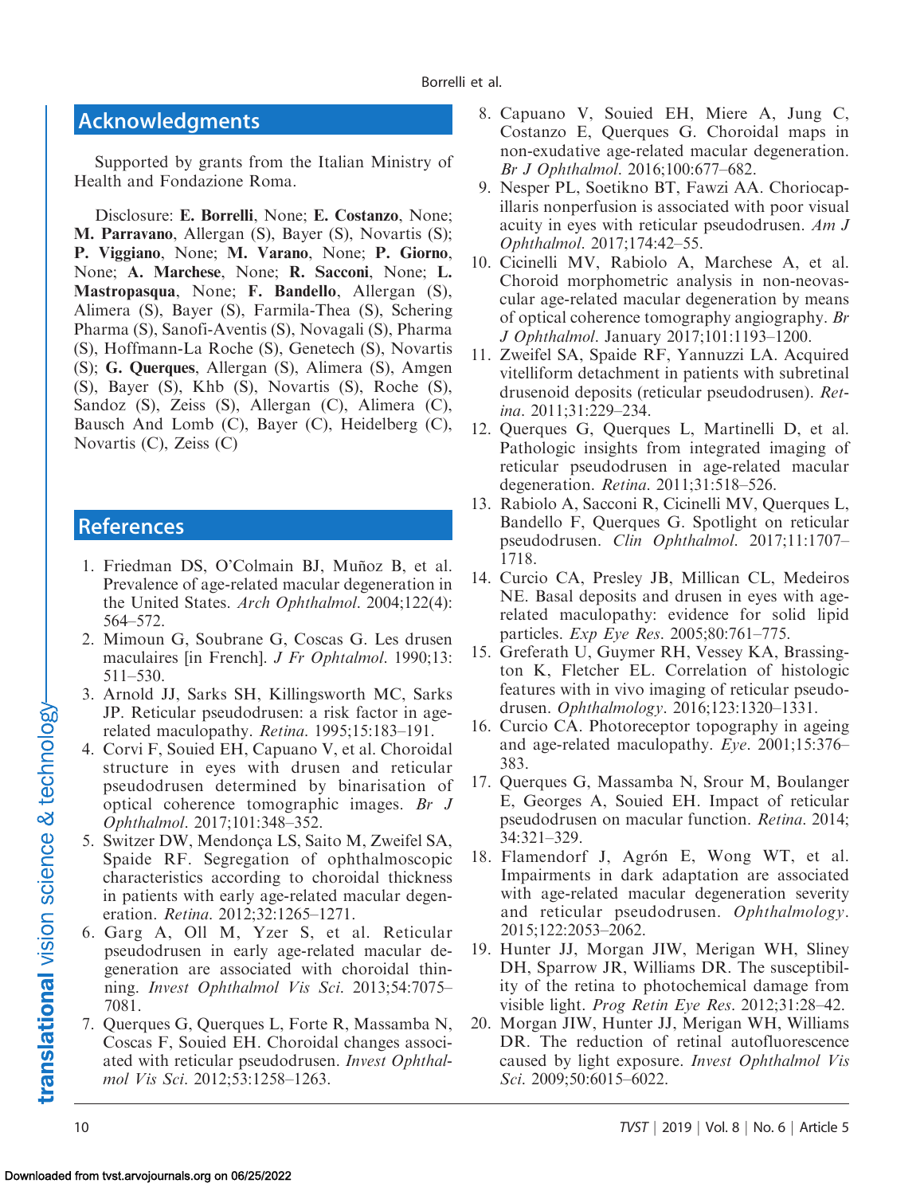## Acknowledgments

Supported by grants from the Italian Ministry of Health and Fondazione Roma.

Disclosure: **E. Borrelli**, None; **E. Costanzo**, None; **M. Parravano**, Allergan (S), Bayer (S), Novartis (S); **P. Viggiano**, None; **M. Varano**, None; **P. Giorno**, None; **A. Marchese**, None; **R. Sacconi**, None; **L. Mastropasqua**, None; **F. Bandello**, Allergan (S), Alimera (S), Bayer (S), Farmila-Thea (S), Schering Pharma (S), Sanofi-Aventis (S), Novagali (S), Pharma (S), Hoffmann-La Roche (S), Genetech (S), Novartis (S); **G. Querques**, Allergan (S), Alimera (S), Amgen (S), Bayer (S), Khb (S), Novartis (S), Roche (S), Sandoz (S), Zeiss (S), Allergan (C), Alimera (C), Bausch And Lomb (C), Bayer (C), Heidelberg (C), Novartis (C), Zeiss (C)

## References

1. Friedman DS, O'Colmain BJ, Muñoz B, et al. Prevalence of age-related macular degeneration in the United States. *Arch Ophthalmol*. 2004;122(4): 564–572.
2. Mimoun G, Soubrane G, Coscas G. Les drusen maculaires [in French]. *J Fr Ophtalmol*. 1990;13: 511–530.
3. Arnold JJ, Sarks SH, Killingsworth MC, Sarks JP. Reticular pseudodrusen: a risk factor in age-related maculopathy. *Retina*. 1995;15:183–191.
4. Corvi F, Souied EH, Capuano V, et al. Choroidal structure in eyes with drusen and reticular pseudodrusen determined by binarisation of optical coherence tomographic images. *Br J Ophthalmol*. 2017;101:348–352.
5. Switzer DW, Mendonça LS, Saito M, Zweifel SA, Spaide RF. Segregation of ophthalmoscopic characteristics according to choroidal thickness in patients with early age-related macular degeneration. *Retina*. 2012;32:1265–1271.
6. Garg A, Oll M, Yzer S, et al. Reticular pseudodrusen in early age-related macular degeneration are associated with choroidal thinning. *Invest Ophthalmol Vis Sci*. 2013;54:7075–7081.
7. Querques G, Querques L, Forte R, Massamba N, Coscas F, Souied EH. Choroidal changes associated with reticular pseudodrusen. *Invest Ophthalmol Vis Sci*. 2012;53:1258–1263.
8. Capuano V, Souied EH, Miere A, Jung C, Costanzo E, Querques G. Choroidal maps in non-exudative age-related macular degeneration. *Br J Ophthalmol*. 2016;100:677–682.
9. Nesper PL, Soetikno BT, Fawzi AA. Choriocapillaris nonperfusion is associated with poor visual acuity in eyes with reticular pseudodrusen. *Am J Ophthalmol*. 2017;174:42–55.
10. Cicinelli MV, Rabiolo A, Marchese A, et al. Choroid morphometric analysis in non-neovascular age-related macular degeneration by means of optical coherence tomography angiography. *Br J Ophthalmol*. January 2017;101:1193–1200.
11. Zweifel SA, Spaide RF, Yannuzzi LA. Acquired vitelliform detachment in patients with subretinal drusenoid deposits (reticular pseudodrusen). *Retina*. 2011;31:229–234.
12. Querques G, Querques L, Martinelli D, et al. Pathologic insights from integrated imaging of reticular pseudodrusen in age-related macular degeneration. *Retina*. 2011;31:518–526.
13. Rabiolo A, Sacconi R, Cicinelli MV, Querques L, Bandello F, Querques G. Spotlight on reticular pseudodrusen. *Clin Ophthalmol*. 2017;11:1707–1718.
14. Curcio CA, Presley JB, Millican CL, Medeiros NE. Basal deposits and drusen in eyes with age-related maculopathy: evidence for solid lipid particles. *Exp Eye Res*. 2005;80:761–775.
15. Greferath U, Guymer RH, Vessey KA, Brassington K, Fletcher EL. Correlation of histologic features with in vivo imaging of reticular pseudodrusen. *Ophthalmology*. 2016;123:1320–1331.
16. Curcio CA. Photoreceptor topography in ageing and age-related maculopathy. *Eye*. 2001;15:376–383.
17. Querques G, Massamba N, Srour M, Boulanger E, Georges A, Souied EH. Impact of reticular pseudodrusen on macular function. *Retina*. 2014; 34:321–329.
18. Flamendorf J, Agrón E, Wong WT, et al. Impairments in dark adaptation are associated with age-related macular degeneration severity and reticular pseudodrusen. *Ophthalmology*. 2015;122:2053–2062.
19. Hunter JJ, Morgan JIW, Merigan WH, Sliney DH, Sparrow JR, Williams DR. The susceptibility of the retina to photochemical damage from visible light. *Prog Retin Eye Res*. 2012;31:28–42.
20. Morgan JIW, Hunter JJ, Merigan WH, Williams DR. The reduction of retinal autofluorescence caused by light exposure. *Invest Ophthalmol Vis Sci*. 2009;50:6015–6022.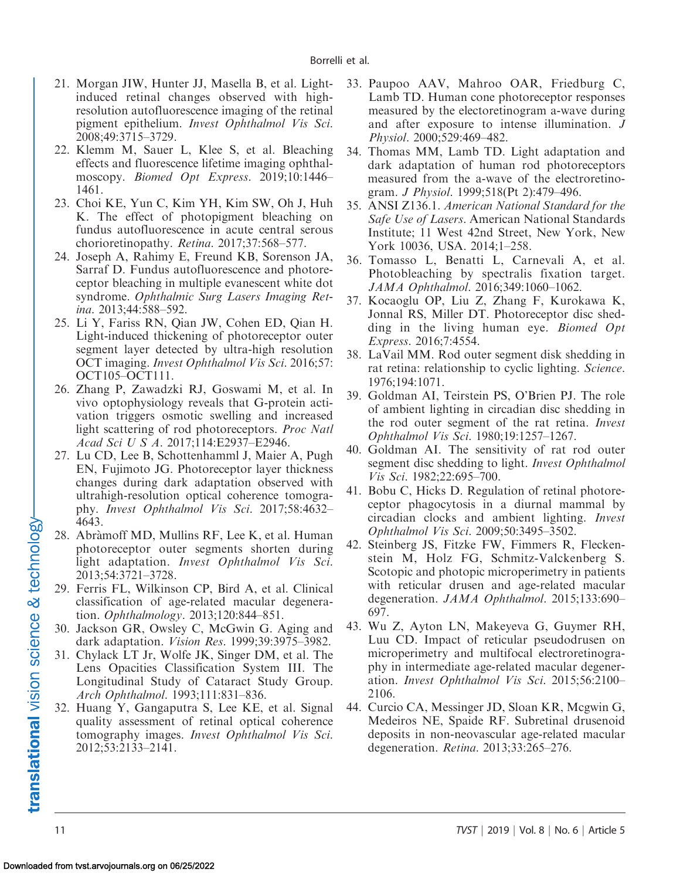21. Morgan JIW, Hunter JJ, Masella B, et al. Light-induced retinal changes observed with high-resolution autofluorescence imaging of the retinal pigment epithelium. *Invest Ophthalmol Vis Sci*. 2008;49:3715–3729.
22. Klemm M, Sauer L, Klee S, et al. Bleaching effects and fluorescence lifetime imaging ophthalmoscopy. *Biomed Opt Express*. 2019;10:1446–1461.
23. Choi KE, Yun C, Kim YH, Kim SW, Oh J, Huh K. The effect of photopigment bleaching on fundus autofluorescence in acute central serous chorioretinopathy. *Retina*. 2017;37:568–577.
24. Joseph A, Rahimy E, Freund KB, Sorenson JA, Sarraf D. Fundus autofluorescence and photoreceptor bleaching in multiple evanescent white dot syndrome. *Ophthalmic Surg Lasers Imaging Retina*. 2013;44:588–592.
25. Li Y, Fariss RN, Qian JW, Cohen ED, Qian H. Light-induced thickening of photoreceptor outer segment layer detected by ultra-high resolution OCT imaging. *Invest Ophthalmol Vis Sci*. 2016;57: OCT105–OCT111.
26. Zhang P, Zawadzki RJ, Goswami M, et al. In vivo optophysiology reveals that G-protein activation triggers osmotic swelling and increased light scattering of rod photoreceptors. *Proc Natl Acad Sci U S A*. 2017;114:E2937–E2946.
27. Lu CD, Lee B, Schottenhamml J, Maier A, Pugh EN, Fujimoto JG. Photoreceptor layer thickness changes during dark adaptation observed with ultrahigh-resolution optical coherence tomography. *Invest Ophthalmol Vis Sci*. 2017;58:4632–4643.
28. Abràmoff MD, Mullins RF, Lee K, et al. Human photoreceptor outer segments shorten during light adaptation. *Invest Ophthalmol Vis Sci*. 2013;54:3721–3728.
29. Ferris FL, Wilkinson CP, Bird A, et al. Clinical classification of age-related macular degeneration. *Ophthalmology*. 2013;120:844–851.
30. Jackson GR, Owsley C, McGwin G. Aging and dark adaptation. *Vision Res*. 1999;39:3975–3982.
31. Chylack LT Jr, Wolfe JK, Singer DM, et al. The Lens Opacities Classification System III. The Longitudinal Study of Cataract Study Group. *Arch Ophthalmol*. 1993;111:831–836.
32. Huang Y, Gangaputra S, Lee KE, et al. Signal quality assessment of retinal optical coherence tomography images. *Invest Ophthalmol Vis Sci*. 2012;53:2133–2141.
33. Paupoo AAV, Mahroo OAR, Friedburg C, Lamb TD. Human cone photoreceptor responses measured by the electoretinogram a-wave during and after exposure to intense illumination. *J Physiol*. 2000;529:469–482.
34. Thomas MM, Lamb TD. Light adaptation and dark adaptation of human rod photoreceptors measured from the a-wave of the electroretinogram. *J Physiol*. 1999;518(Pt 2):479–496.
35. ANSI Z136.1. *American National Standard for the Safe Use of Lasers*. American National Standards Institute; 11 West 42nd Street, New York, New York 10036, USA. 2014;1–258.
36. Tomasso L, Benatti L, Carnevali A, et al. Photobleaching by spectralis fixation target. *JAMA Ophthalmol*. 2016;349:1060–1062.
37. Kocaoglu OP, Liu Z, Zhang F, Kurokawa K, Jonnal RS, Miller DT. Photoreceptor disc shedding in the living human eye. *Biomed Opt Express*. 2016;7:4554.
38. LaVail MM. Rod outer segment disk shedding in rat retina: relationship to cyclic lighting. *Science*. 1976;194:1071.
39. Goldman AI, Teirstein PS, O'Brien PJ. The role of ambient lighting in circadian disc shedding in the rod outer segment of the rat retina. *Invest Ophthalmol Vis Sci*. 1980;19:1257–1267.
40. Goldman AI. The sensitivity of rat rod outer segment disc shedding to light. *Invest Ophthalmol Vis Sci*. 1982;22:695–700.
41. Bobu C, Hicks D. Regulation of retinal photoreceptor phagocytosis in a diurnal mammal by circadian clocks and ambient lighting. *Invest Ophthalmol Vis Sci*. 2009;50:3495–3502.
42. Steinberg JS, Fitzke FW, Fimmers R, Fleckenstein M, Holz FG, Schmitz-Valckenberg S. Scotopic and photopic microperimetry in patients with reticular drusen and age-related macular degeneration. *JAMA Ophthalmol*. 2015;133:690–697.
43. Wu Z, Ayton LN, Makeyeva G, Guymer RH, Luu CD. Impact of reticular pseudodrusen on microperimetry and multifocal electroretinography in intermediate age-related macular degeneration. *Invest Ophthalmol Vis Sci*. 2015;56:2100–2106.
44. Curcio CA, Messinger JD, Sloan KR, Mcgwin G, Medeiros NE, Spaide RF. Subretinal drusenoid deposits in non-neovascular age-related macular degeneration. *Retina*. 2013;33:265–276.